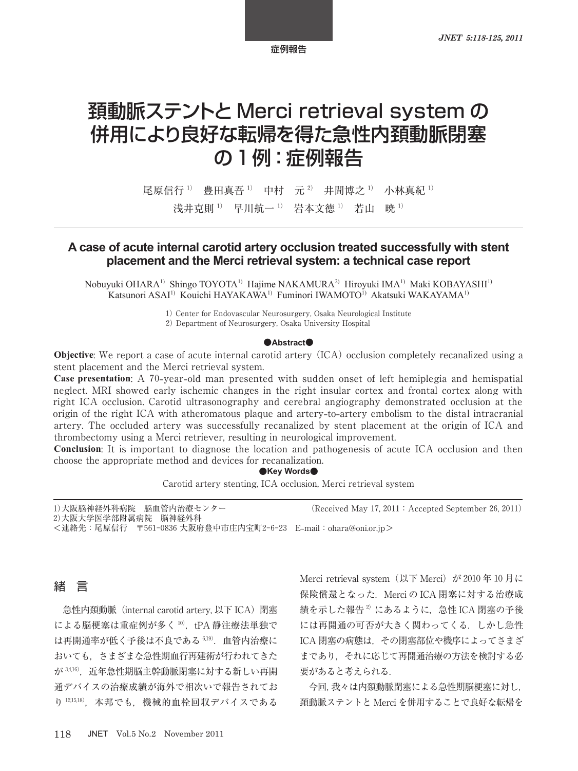症例報告

# 頚動脈ステントとMerci retrieval systemの併用により良好な転帰を得た急性内頚動脈閉塞の1例：症例報告

尾原信行[1]　豊田真吾[1]　中村　元[2]　井間博之[1]　小林真紀[1]
浅井克則[1]　早川航一[1]　岩本文徳[1]　若山　暁[1]

## A case of acute internal carotid artery occlusion treated successfully with stent placement and the Merci retrieval system: a technical case report

Nobuyuki OHARA[1] Shingo TOYOTA[1] Hajime NAKAMURA[2] Hiroyuki IMA[1] Maki KOBAYASHI[1] Katsunori ASAI[1] Kouichi HAYAKAWA[1] Fuminori IWAMOTO[1] Akatsuki WAKAYAMA[1]

1) Center for Endovascular Neurosurgery, Osaka Neurological Institute
2) Department of Neurosurgery, Osaka University Hospital

●Abstract●

**Objective**: We report a case of acute internal carotid artery (ICA) occlusion completely recanalized using a stent placement and the Merci retrieval system.

**Case presentation**: A 70-year-old man presented with sudden onset of left hemiplegia and hemispatial neglect. MRI showed early ischemic changes in the right insular cortex and frontal cortex along with right ICA occlusion. Carotid ultrasonography and cerebral angiography demonstrated occlusion at the origin of the right ICA with atheromatous plaque and artery-to-artery embolism to the distal intracranial artery. The occluded artery was successfully recanalized by stent placement at the origin of ICA and thrombectomy using a Merci retriever, resulting in neurological improvement.

**Conclusion**: It is important to diagnose the location and pathogenesis of acute ICA occlusion and then choose the appropriate method and devices for recanalization.

●Key Words●

Carotid artery stenting, ICA occlusion, Merci retrieval system

1)大阪脳神経外科病院　脳血管内治療センター
2)大阪大学医学部附属病院　脳神経外科
＜連絡先：尾原信行　〒561-0836 大阪府豊中市庄内宝町2-6-23　E-mail：ohara@oni.or.jp＞

(Received May 17, 2011：Accepted September 26, 2011)

## 緒　言

急性内頚動脈（internal carotid artery, 以下ICA）閉塞による脳梗塞は重症例が多く[10]，tPA静注療法単独では再開通率が低く予後は不良である[6,19]．血管内治療においても，さまざまな急性期血行再建術が行われてきたが[3,4,16]，近年急性期脳主幹動脈閉塞に対する新しい再開通デバイスの治療成績が海外で相次いで報告されており[12,15,18]，本邦でも，機械的血栓回収デバイスであるMerci retrieval system（以下Merci）が2010年10月に保険償還となった．MerciのICA閉塞に対する治療成績を示した報告[2]にあるように，急性ICA閉塞の予後には再開通の可否が大きく関わってくる．しかし急性ICA閉塞の病態は，その閉塞部位や機序によってさまざまであり，それに応じて再開通治療の方法を検討する必要があると考えられる．

今回，我々は内頚動脈閉塞による急性期脳梗塞に対し，頚動脈ステントとMerciを併用することで良好な転帰を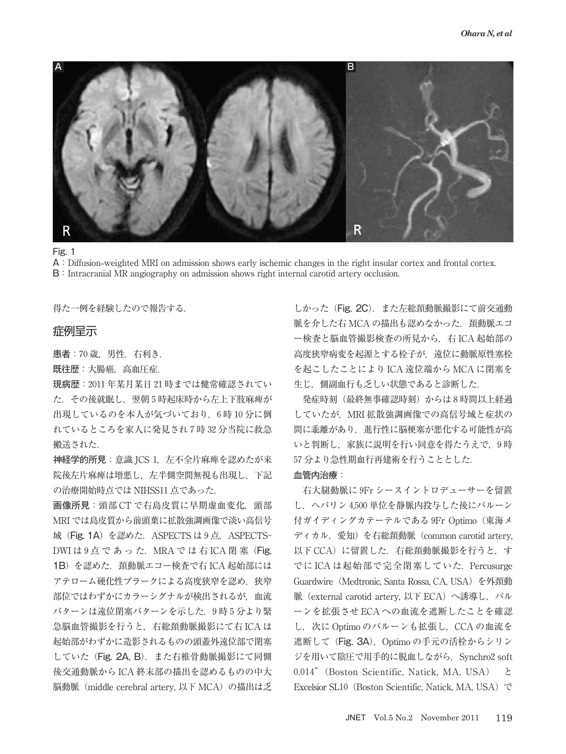Fig. 1

A：Diffusion-weighted MRI on admission shows early ischemic changes in the right insular cortex and frontal cortex.

B：Intracranial MR angiography on admission shows right internal carotid artery occlusion.

得た一例を経験したので報告する.

## 症例呈示

**患者**：70 歳，男性．右利き．

**既往歴**：大腸癌，高血圧症.

**現病歴**：2011 年某月某日 21 時までは健常確認されていた．その後就眠し，翌朝 5 時起床時から左上下肢麻痺が出現しているのを本人が気づいており，6 時 10 分に倒れているところを家人に発見され 7 時 32 分当院に救急搬送された.

**神経学的所見**：意識 JCS 1，左不全片麻痺を認めたが来院後左片麻痺は増悪し，左半側空間無視も出現し，下記の治療開始時点では NIHSS11 点であった.

**画像所見**：頭部 CT で右島皮質に早期虚血変化，頭部 MRI では島皮質から前頭葉に拡散強調画像で淡い高信号域（Fig. 1A）を認めた．ASPECTS は 9 点，ASPECTS-DWI は 9 点であった．MRA では右 ICA 閉塞（Fig. 1B）を認めた．頚動脈エコー検査で右 ICA 起始部にはアテローム硬化性プラークによる高度狭窄を認め，狭窄部位ではわずかにカラーシグナルが検出されるが，血流パターンは遠位閉塞パターンを示した．9 時 5 分より緊急脳血管撮影を行うと，右総頚動脈撮影にて右 ICA は起始部がわずかに造影されるものの頭蓋外遠位部で閉塞していた（Fig. 2A, B）．また右椎骨動脈撮影にて同側後交通動脈から ICA 終末部の描出を認めるものの中大脳動脈（middle cerebral artery, 以下 MCA）の描出は乏しかった（Fig. 2C）．また左総頚動脈撮影にて前交通動脈を介した右 MCA の描出も認めなかった．頚動脈エコー検査と脳血管撮影検査の所見から，右 ICA 起始部の高度狭窄病変を起源とする栓子が，遠位に動脈原性塞栓を起こしたことにより ICA 遠位端から MCA に閉塞を生じ，側副血行も乏しい状態であると診断した.

発症時刻（最終無事確認時刻）からは 8 時間以上経過していたが，MRI 拡散強調画像での高信号域と症状の間に乖離があり，進行性に脳梗塞が悪化する可能性が高いと判断し，家族に説明を行い同意を得たうえで，9 時 57 分より急性期血行再建術を行うこととした.

**血管内治療**：

右大腿動脈に 9Fr シースイントロデューサーを留置し，ヘパリン 4,500 単位を静脈内投与した後にバルーン付ガイディングカテーテルである 9Fr Optimo（東海メディカル，愛知）を右総頚動脈（common carotid artery, 以下 CCA）に留置した．右総頚動脈撮影を行うと，すでに ICA は起始部で完全閉塞していた．Percusurge Guardwire（Medtronic, Santa Rossa, CA, USA）を外頚動脈（external carotid artery, 以下 ECA）へ誘導し，バルーンを拡張させ ECA への血流を遮断したことを確認し，次に Optimo のバルーンも拡張し，CCA の血流を遮断して（Fig. 3A），Optimo の手元の活栓からシリンジを用いて陰圧で用手的に脱血しながら，Synchro2 soft 0.014"（Boston Scientific, Natick, MA, USA） と Excelsior SL10（Boston Scientific, Natick, MA, USA）で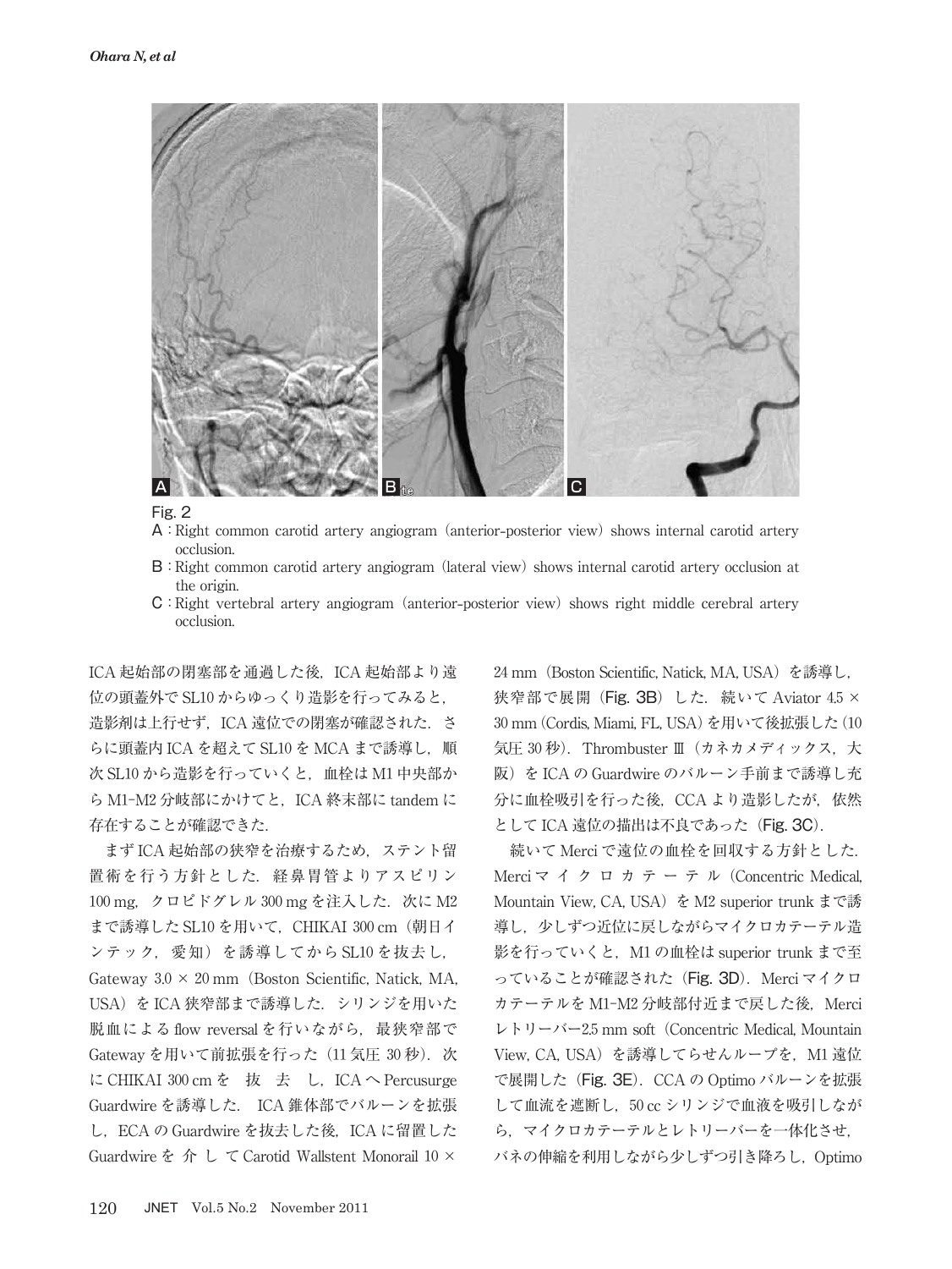Fig. 2

A : Right common carotid artery angiogram (anterior-posterior view) shows internal carotid artery occlusion.

B : Right common carotid artery angiogram (lateral view) shows internal carotid artery occlusion at the origin.

C : Right vertebral artery angiogram (anterior-posterior view) shows right middle cerebral artery occlusion.

ICA 起始部の閉塞部を通過した後，ICA 起始部より遠位の頭蓋外で SL10 からゆっくり造影を行ってみると，造影剤は上行せず，ICA 遠位での閉塞が確認された．さらに頭蓋内 ICA を超えて SL10 を MCA まで誘導し，順次 SL10 から造影を行っていくと，血栓は M1 中央部から M1-M2 分岐部にかけてと，ICA 終末部に tandem に存在することが確認できた．

まず ICA 起始部の狭窄を治療するため，ステント留置術を行う方針とした．経鼻胃管よりアスピリン 100 mg，クロピドグレル 300 mg を注入した．次に M2 まで誘導した SL10 を用いて，CHIKAI 300 cm（朝日インテック，愛知）を誘導してから SL10 を抜去し，Gateway 3.0 × 20 mm（Boston Scientific, Natick, MA, USA）を ICA 狭窄部まで誘導した．シリンジを用いた脱血による flow reversal を行いながら，最狭窄部で Gateway を用いて前拡張を行った（11 気圧 30 秒）．次に CHIKAI 300 cm を抜去し，ICA へ Percusurge Guardwire を誘導した．ICA 錐体部でバルーンを拡張し，ECA の Guardwire を抜去した後，ICA に留置した Guardwire を介して Carotid Wallstent Monorail 10 × 24 mm（Boston Scientific, Natick, MA, USA）を誘導し，狭窄部で展開（Fig. 3B）した．続いて Aviator 4.5 × 30 mm（Cordis, Miami, FL, USA）を用いて後拡張した（10 気圧 30 秒）．Thrombuster Ⅲ（カネカメディックス，大阪）を ICA の Guardwire のバルーン手前まで誘導し充分に血栓吸引を行った後，CCA より造影したが，依然として ICA 遠位の描出は不良であった（Fig. 3C）．

続いて Merci で遠位の血栓を回収する方針とした．Merci マイクロカテーテル（Concentric Medical, Mountain View, CA, USA）を M2 superior trunk まで誘導し，少しずつ近位に戻しながらマイクロカテーテル造影を行っていくと，M1 の血栓は superior trunk まで至っていることが確認された（Fig. 3D）．Merci マイクロカテーテルを M1-M2 分岐部付近まで戻した後，Merci レトリーバー2.5 mm soft（Concentric Medical, Mountain View, CA, USA）を誘導してらせんループを，M1 遠位で展開した（Fig. 3E）．CCA の Optimo バルーンを拡張して血流を遮断し，50 cc シリンジで血液を吸引しながら，マイクロカテーテルとレトリーバーを一体化させ，バネの伸縮を利用しながら少しずつ引き降ろし，Optimo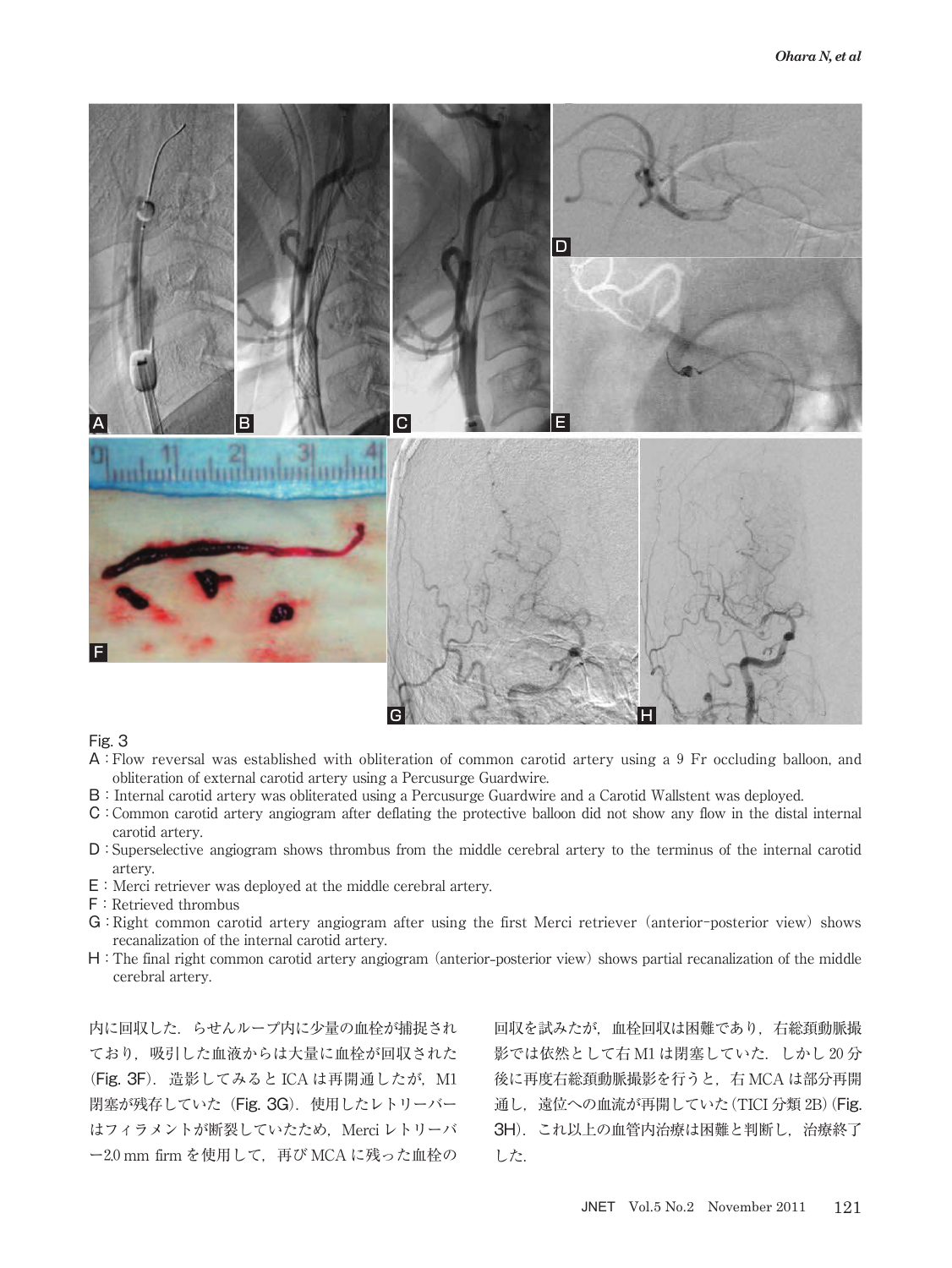Fig. 3

A : Flow reversal was established with obliteration of common carotid artery using a 9 Fr occluding balloon, and obliteration of external carotid artery using a Percusurge Guardwire.
B : Internal carotid artery was obliterated using a Percusurge Guardwire and a Carotid Wallstent was deployed.
C : Common carotid artery angiogram after deflating the protective balloon did not show any flow in the distal internal carotid artery.
D : Superselective angiogram shows thrombus from the middle cerebral artery to the terminus of the internal carotid artery.
E : Merci retriever was deployed at the middle cerebral artery.
F : Retrieved thrombus
G : Right common carotid artery angiogram after using the first Merci retriever (anterior-posterior view) shows recanalization of the internal carotid artery.
H : The final right common carotid artery angiogram (anterior-posterior view) shows partial recanalization of the middle cerebral artery.

内に回収した．らせんループ内に少量の血栓が捕捉されており，吸引した血液からは大量に血栓が回収された（Fig. 3F）．造影してみると ICA は再開通したが，M1閉塞が残存していた（Fig. 3G）．使用したレトリーバーはフィラメントが断裂していたため，Merci レトリーバー2.0 mm firm を使用して，再び MCA に残った血栓の回収を試みたが，血栓回収は困難であり，右総頚動脈撮影では依然として右 M1 は閉塞していた．しかし 20 分後に再度右総頚動脈撮影を行うと，右 MCA は部分再開通し，遠位への血流が再開していた（TICI 分類 2B）（Fig. 3H）．これ以上の血管内治療は困難と判断し，治療終了した．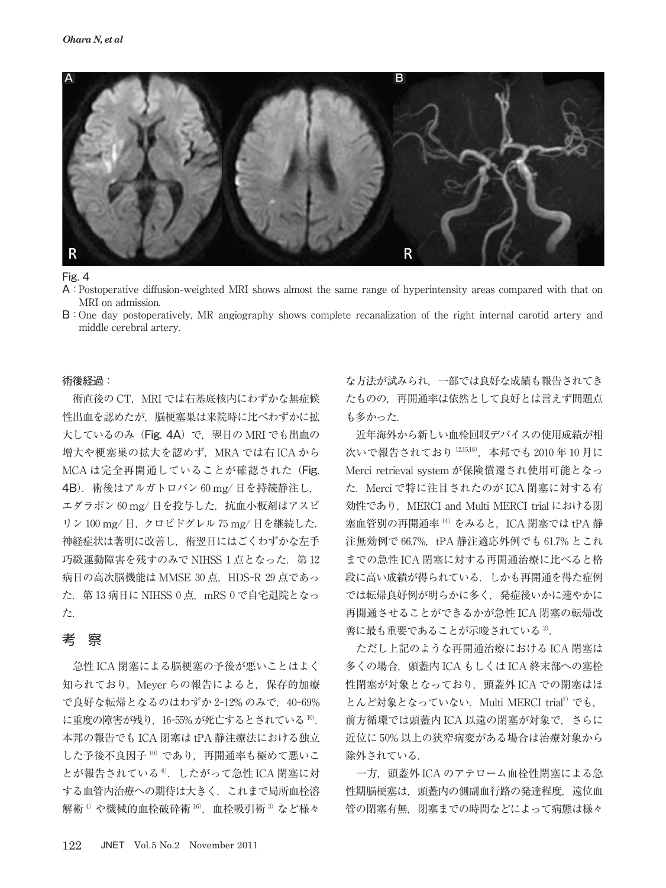Fig. 4

A：Postoperative diffusion-weighted MRI shows almost the same range of hyperintensity areas compared with that on MRI on admission.

B：One day postoperatively, MR angiography shows complete recanalization of the right internal carotid artery and middle cerebral artery.

術後経過：

術直後の CT，MRI では右基底核内にわずかな無症候性出血を認めたが，脳梗塞巣は来院時に比べわずかに拡大しているのみ（Fig. 4A）で，翌日の MRI でも出血の増大や梗塞巣の拡大を認めず，MRA では右 ICA から MCA は完全再開通していることが確認された（Fig. 4B）．術後はアルガトロバン 60 mg/ 日を持続静注し，エダラボン 60 mg/ 日を投与した．抗血小板剤はアスピリン 100 mg/ 日，クロピドグレル 75 mg/ 日を継続した．神経症状は著明に改善し，術翌日にはごくわずかな左手巧緻運動障害を残すのみで NIHSS 1 点となった．第 12 病日の高次脳機能は MMSE 30 点，HDS-R 29 点であった．第 13 病日に NIHSS 0 点，mRS 0 で自宅退院となった．

## 考　察

急性 ICA 閉塞による脳梗塞の予後が悪いことはよく知られており，Meyer らの報告によると，保存的加療で良好な転帰となるのはわずか 2-12% のみで，40-69% に重度の障害が残り，16-55% が死亡するとされている[10]．本邦の報告でも ICA 閉塞は tPA 静注療法における独立した予後不良因子[19]であり，再開通率も極めて悪いことが報告されている[6]．したがって急性 ICA 閉塞に対する血管内治療への期待は大きく，これまで局所血栓溶解術[4]や機械的血栓破砕術[16]，血栓吸引術[3]など様々な方法が試みられ，一部では良好な成績も報告されてきたものの，再開通率は依然として良好とは言えず問題点も多かった．

近年海外から新しい血栓回収デバイスの使用成績が相次いで報告されており[12,15,18]，本邦でも 2010 年 10 月に Merci retrieval system が保険償還され使用可能となった．Merci で特に注目されたのが ICA 閉塞に対する有効性であり，MERCI and Multi MERCI trial における閉塞血管別の再開通率[14]をみると，ICA 閉塞では tPA 静注無効例で 66.7%，tPA 静注適応外例でも 61.7% とこれまでの急性 ICA 閉塞に対する再開通治療に比べると格段に高い成績が得られている．しかも再開通を得た症例では転帰良好例が明らかに多く，発症後いかに速やかに再開通させることができるかが急性 ICA 閉塞の転帰改善に最も重要であることが示唆されている[2]．

ただし上記のような再開通治療における ICA 閉塞は多くの場合，頭蓋内 ICA もしくは ICA 終末部への塞栓性閉塞が対象となっており，頭蓋外 ICA での閉塞はほとんど対象となっていない．Multi MERCI trial[7]でも，前方循環では頭蓋内 ICA 以遠の閉塞が対象で，さらに近位に 50% 以上の狭窄病変がある場合は治療対象から除外されている．

一方，頭蓋外 ICA のアテローム血栓性閉塞による急性期脳梗塞は，頭蓋内の側副血行路の発達程度，遠位血管の閉塞有無，閉塞までの時間などによって病態は様々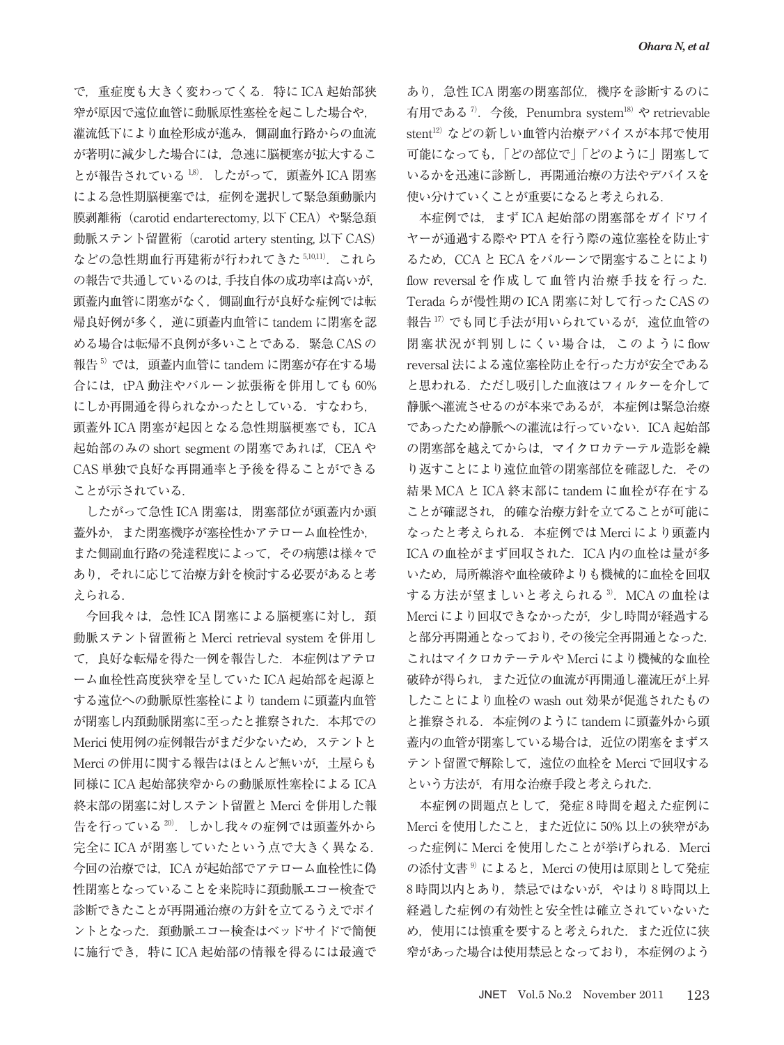で，重症度も大きく変わってくる．特に ICA 起始部狭窄が原因で遠位血管に動脈原性塞栓を起こした場合や，灌流低下により血栓形成が進み，側副血行路からの血流が著明に減少した場合には，急速に脳梗塞が拡大することが報告されている [1,8]．したがって，頭蓋外 ICA 閉塞による急性期脳梗塞では，症例を選択して緊急頚動脈内膜剥離術（carotid endarterectomy, 以下 CEA）や緊急頚動脈ステント留置術（carotid artery stenting, 以下 CAS）などの急性期血行再建術が行われてきた [5,10,11]．これらの報告で共通しているのは，手技自体の成功率は高いが，頭蓋内血管に閉塞がなく，側副血行が良好な症例では転帰良好例が多く，逆に頭蓋内血管に tandem に閉塞を認める場合は転帰不良例が多いことである．緊急 CAS の報告 [5] では，頭蓋内血管に tandem に閉塞が存在する場合には，tPA 動注やバルーン拡張術を併用しても 60%にしか再開通を得られなかったとしている．すなわち，頭蓋外 ICA 閉塞が起因となる急性期脳梗塞でも，ICA 起始部のみの short segment の閉塞であれば，CEA や CAS 単独で良好な再開通率と予後を得ることができることが示されている．

したがって急性 ICA 閉塞は，閉塞部位が頭蓋内か頭蓋外か，また閉塞機序が塞栓性かアテローム血栓性か，また側副血行路の発達程度によって，その病態は様々であり，それに応じて治療方針を検討する必要があると考えられる．

今回我々は，急性 ICA 閉塞による脳梗塞に対し，頚動脈ステント留置術と Merci retrieval system を併用して，良好な転帰を得た一例を報告した．本症例はアテローム血栓性高度狭窄を呈していた ICA 起始部を起源とする遠位への動脈原性塞栓により tandem に頭蓋内血管が閉塞し内頚動脈閉塞に至ったと推察された．本邦での Merici 使用例の症例報告がまだ少ないため，ステントと Merci の併用に関する報告はほとんど無いが，土屋らも同様に ICA 起始部狭窄からの動脈原性塞栓による ICA 終末部の閉塞に対しステント留置と Merci を併用した報告を行っている [20]．しかし我々の症例では頭蓋外から完全に ICA が閉塞していたという点で大きく異なる．今回の治療では，ICA が起始部でアテローム血栓性に偽性閉塞となっていることを来院時に頚動脈エコー検査で診断できたことが再開通治療の方針を立てるうえでポイントとなった．頚動脈エコー検査はベッドサイドで簡便に施行でき，特に ICA 起始部の情報を得るには最適であり，急性 ICA 閉塞の閉塞部位，機序を診断するのに有用である [7]．今後，Penumbra system[18] や retrievable stent[12] などの新しい血管内治療デバイスが本邦で使用可能になっても，「どの部位で」「どのように」閉塞しているかを迅速に診断し，再開通治療の方法やデバイスを使い分けていくことが重要になると考えられる．

本症例では，まず ICA 起始部の閉塞部をガイドワイヤーが通過する際や PTA を行う際の遠位塞栓を防止するため，CCA と ECA をバルーンで閉塞することにより flow reversal を作成して血管内治療手技を行った．Terada らが慢性期の ICA 閉塞に対して行った CAS の報告 [17] でも同じ手法が用いられているが，遠位血管の閉塞状況が判別しにくい場合は，このように flow reversal 法による遠位塞栓防止を行った方が安全であると思われる．ただし吸引した血液はフィルターを介して静脈へ灌流させるのが本来であるが，本症例は緊急治療であったため静脈への灌流は行っていない．ICA 起始部の閉塞部を越えてからは，マイクロカテーテル造影を繰り返すことにより遠位血管の閉塞部位を確認した．その結果 MCA と ICA 終末部に tandem に血栓が存在することが確認され，的確な治療方針を立てることが可能になったと考えられる．本症例では Merci により頭蓋内 ICA の血栓がまず回収された．ICA 内の血栓は量が多いため，局所線溶や血栓破砕よりも機械的に血栓を回収する方法が望ましいと考えられる [3]．MCA の血栓は Merci により回収できなかったが，少し時間が経過すると部分再開通となっており，その後完全再開通となった．これはマイクロカテーテルや Merci により機械的な血栓破砕が得られ，また近位の血流が再開通し灌流圧が上昇したことにより血栓の wash out 効果が促進されたものと推察される．本症例のように tandem に頭蓋外から頭蓋内の血管が閉塞している場合は，近位の閉塞をまずステント留置で解除して，遠位の血栓を Merci で回収するという方法が，有用な治療手段と考えられた．

本症例の問題点として，発症 8 時間を超えた症例に Merci を使用したこと，また近位に 50% 以上の狭窄があった症例に Merci を使用したことが挙げられる．Merci の添付文書 [9] によると，Merci の使用は原則として発症 8 時間以内とあり，禁忌ではないが，やはり 8 時間以上経過した症例の有効性と安全性は確立されていないため，使用には慎重を要すると考えられた．また近位に狭窄があった場合は使用禁忌となっており，本症例のよう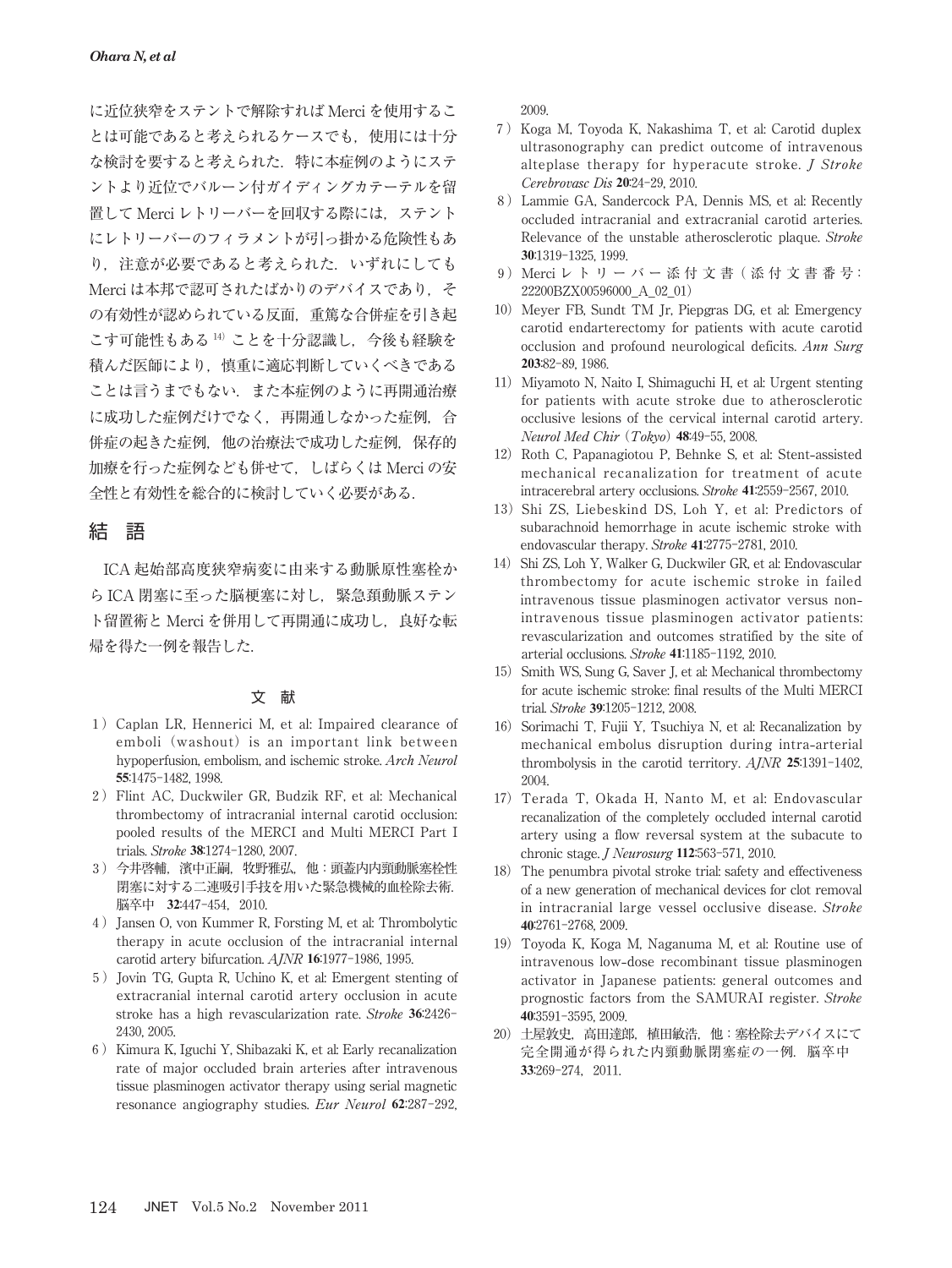に近位狭窄をステントで解除すればMerciを使用することは可能であると考えられるケースでも，使用には十分な検討を要すると考えられた．特に本症例のようにステントより近位でバルーン付ガイディングカテーテルを留置してMerciレトリーバーを回収する際には，ステントにレトリーバーのフィラメントが引っ掛かる危険性もあり，注意が必要であると考えられた．いずれにしてもMerciは本邦で認可されたばかりのデバイスであり，その有効性が認められている反面，重篤な合併症を引き起こす可能性もある[14]ことを十分認識し，今後も経験を積んだ医師により，慎重に適応判断していくべきであることは言うまでもない．また本症例のように再開通治療に成功した症例だけでなく，再開通しなかった症例，合併症の起きた症例，他の治療法で成功した症例，保存的加療を行った症例なども併せて，しばらくはMerciの安全性と有効性を総合的に検討していく必要がある．

## 結　語

ICA起始部高度狭窄病変に由来する動脈原性塞栓からICA閉塞に至った脳梗塞に対し，緊急頚動脈ステント留置術とMerciを併用して再開通に成功し，良好な転帰を得た一例を報告した．

### 文　献

1) Caplan LR, Hennerici M, et al: Impaired clearance of emboli (washout) is an important link between hypoperfusion, embolism, and ischemic stroke. *Arch Neurol* **55**:1475-1482, 1998.
2) Flint AC, Duckwiler GR, Budzik RF, et al: Mechanical thrombectomy of intracranial internal carotid occlusion: pooled results of the MERCI and Multi MERCI Part I trials. *Stroke* **38**:1274-1280, 2007.
3) 今井啓輔，濱中正嗣，牧野雅弘，他：頭蓋内内頚動脈塞栓性閉塞に対する二連吸引手技を用いた緊急機械的血栓除去術．脳卒中 **32**:447-454, 2010.
4) Jansen O, von Kummer R, Forsting M, et al: Thrombolytic therapy in acute occlusion of the intracranial internal carotid artery bifurcation. *AJNR* **16**:1977-1986, 1995.
5) Jovin TG, Gupta R, Uchino K, et al: Emergent stenting of extracranial internal carotid artery occlusion in acute stroke has a high revascularization rate. *Stroke* **36**:2426-2430, 2005.
6) Kimura K, Iguchi Y, Shibazaki K, et al: Early recanalization rate of major occluded brain arteries after intravenous tissue plasminogen activator therapy using serial magnetic resonance angiography studies. *Eur Neurol* **62**:287-292, 2009.
7) Koga M, Toyoda K, Nakashima T, et al: Carotid duplex ultrasonography can predict outcome of intravenous alteplase therapy for hyperacute stroke. *J Stroke Cerebrovasc Dis* **20**:24-29, 2010.
8) Lammie GA, Sandercock PA, Dennis MS, et al: Recently occluded intracranial and extracranial carotid arteries. Relevance of the unstable atherosclerotic plaque. *Stroke* **30**:1319-1325, 1999.
9) Merciレトリーバー添付文書（添付文書番号：22200BZX00596000_A_02_01）
10) Meyer FB, Sundt TM Jr, Piepgras DG, et al: Emergency carotid endarterectomy for patients with acute carotid occlusion and profound neurological deficits. *Ann Surg* **203**:82-89, 1986.
11) Miyamoto N, Naito I, Shimaguchi H, et al: Urgent stenting for patients with acute stroke due to atherosclerotic occlusive lesions of the cervical internal carotid artery. *Neurol Med Chir (Tokyo)* **48**:49-55, 2008.
12) Roth C, Papanagiotou P, Behnke S, et al: Stent-assisted mechanical recanalization for treatment of acute intracerebral artery occlusions. *Stroke* **41**:2559-2567, 2010.
13) Shi ZS, Liebeskind DS, Loh Y, et al: Predictors of subarachnoid hemorrhage in acute ischemic stroke with endovascular therapy. *Stroke* **41**:2775-2781, 2010.
14) Shi ZS, Loh Y, Walker G, Duckwiler GR, et al: Endovascular thrombectomy for acute ischemic stroke in failed intravenous tissue plasminogen activator versus non-intravenous tissue plasminogen activator patients: revascularization and outcomes stratified by the site of arterial occlusions. *Stroke* **41**:1185-1192, 2010.
15) Smith WS, Sung G, Saver J, et al: Mechanical thrombectomy for acute ischemic stroke: final results of the Multi MERCI trial. *Stroke* **39**:1205-1212, 2008.
16) Sorimachi T, Fujii Y, Tsuchiya N, et al: Recanalization by mechanical embolus disruption during intra-arterial thrombolysis in the carotid territory. *AJNR* **25**:1391-1402, 2004.
17) Terada T, Okada H, Nanto M, et al: Endovascular recanalization of the completely occluded internal carotid artery using a flow reversal system at the subacute to chronic stage. *J Neurosurg* **112**:563-571, 2010.
18) The penumbra pivotal stroke trial: safety and effectiveness of a new generation of mechanical devices for clot removal in intracranial large vessel occlusive disease. *Stroke* **40**:2761-2768, 2009.
19) Toyoda K, Koga M, Naganuma M, et al: Routine use of intravenous low-dose recombinant tissue plasminogen activator in Japanese patients: general outcomes and prognostic factors from the SAMURAI register. *Stroke* **40**:3591-3595, 2009.
20) 土屋敦史，高田達郎，植田敏浩，他：塞栓除去デバイスにて完全開通が得られた内頚動脈閉塞症の一例．脳卒中 **33**:269-274, 2011.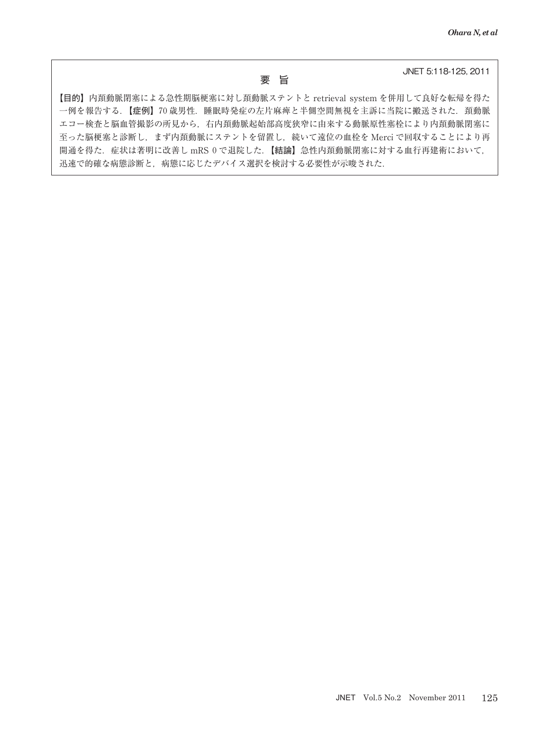## 要 旨

JNET 5:118-125, 2011

【目的】内頚動脈閉塞による急性期脳梗塞に対し頚動脈ステントと retrieval system を併用して良好な転帰を得た一例を報告する．【症例】70 歳男性．睡眠時発症の左片麻痺と半側空間無視を主訴に当院に搬送された．頚動脈エコー検査と脳血管撮影の所見から，右内頚動脈起始部高度狭窄に由来する動脈原性塞栓により内頚動脈閉塞に至った脳梗塞と診断し，まず内頚動脈にステントを留置し，続いて遠位の血栓を Merci で回収することにより再開通を得た．症状は著明に改善し mRS 0 で退院した．【結論】急性内頚動脈閉塞に対する血行再建術において，迅速で的確な病態診断と，病態に応じたデバイス選択を検討する必要性が示唆された．